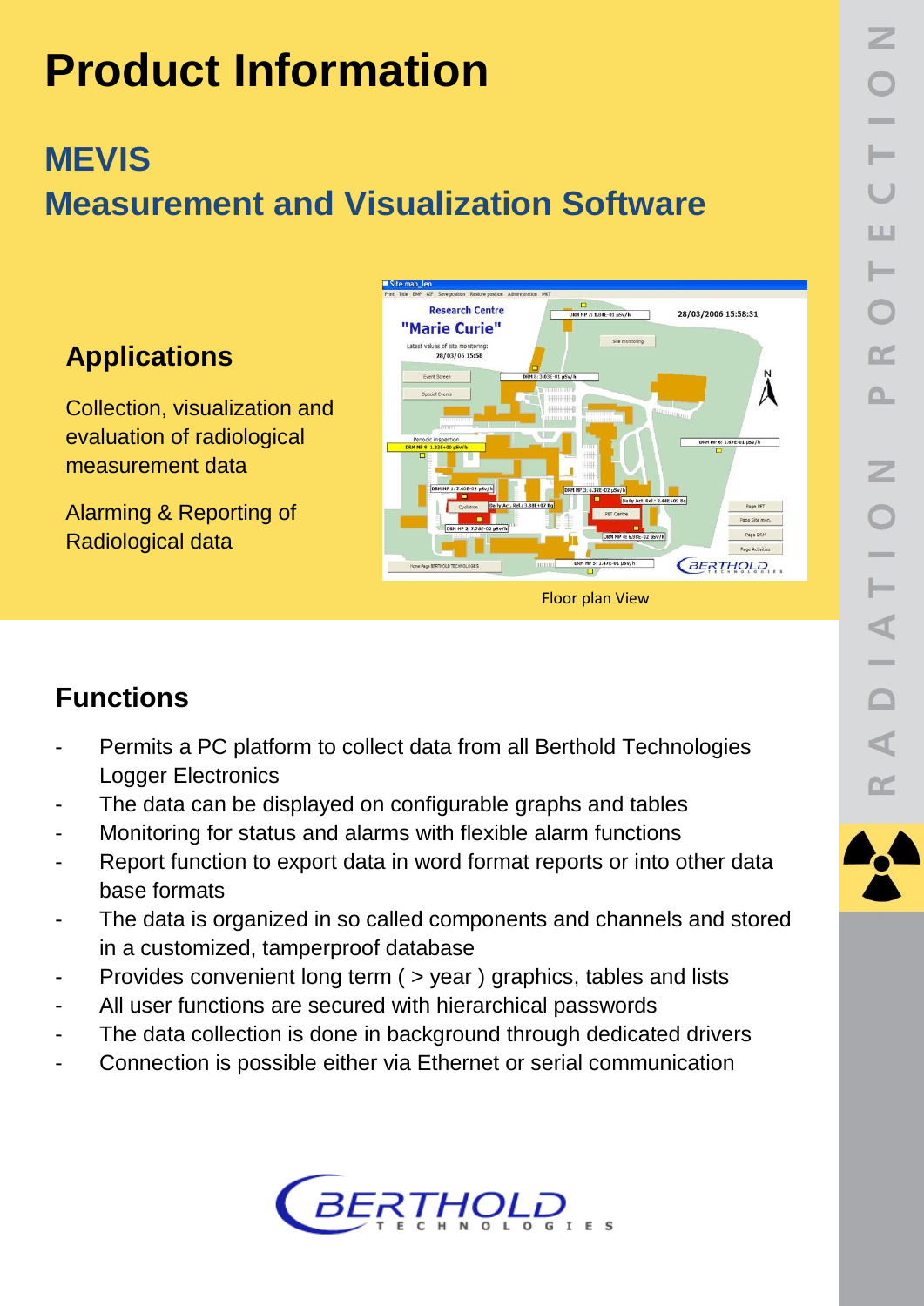# Product Information

## MEVIS
## Measurement and Visualization Software

### Applications

Collection, visualization and evaluation of radiological measurement data

Alarming & Reporting of Radiological data

Floor plan View

### Functions

- Permits a PC platform to collect data from all Berthold Technologies Logger Electronics
- The data can be displayed on configurable graphs and tables
- Monitoring for status and alarms with flexible alarm functions
- Report function to export data in word format reports or into other data base formats
- The data is organized in so called components and channels and stored in a customized, tamperproof database
- Provides convenient long term ( > year ) graphics, tables and lists
- All user functions are secured with hierarchical passwords
- The data collection is done in background through dedicated drivers
- Connection is possible either via Ethernet or serial communication

RADIATION PROTECTION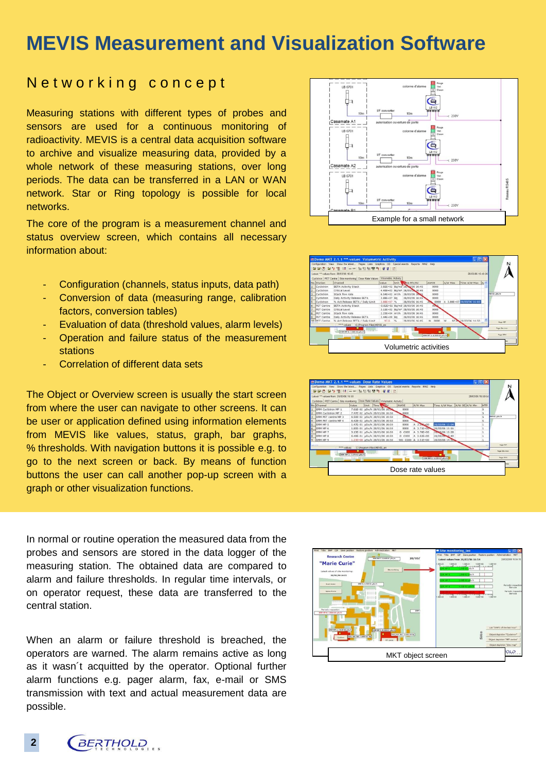# MEVIS Measurement and Visualization Software

## Networking concept

Measuring stations with different types of probes and sensors are used for a continuous monitoring of radioactivity. MEVIS is a central data acquisition software to archive and visualize measuring data, provided by a whole network of these measuring stations, over long periods. The data can be transferred in a LAN or WAN network. Star or Ring topology is possible for local networks.

The core of the program is a measurement channel and status overview screen, which contains all necessary information about:

- Configuration (channels, status inputs, data path)
- Conversion of data (measuring range, calibration factors, conversion tables)
- Evaluation of data (threshold values, alarm levels)
- Operation and failure status of the measurement stations
- Correlation of different data sets

The Object or Overview screen is usually the start screen from where the user can navigate to other screens. It can be user or application defined using information elements from MEVIS like values, status, graph, bar graphs, % thresholds. With navigation buttons it is possible e.g. to go to the next screen or back. By means of function buttons the user can call another pop-up screen with a graph or other visualization functions.

Example for a small network

Volumetric activities

Dose rate values

In normal or routine operation the measured data from the probes and sensors are stored in the data logger of the measuring station. The obtained data are compared to alarm and failure thresholds. In regular time intervals, or on operator request, these data are transferred to the central station.

When an alarm or failure threshold is breached, the operators are warned. The alarm remains active as long as it wasn´t acquitted by the operator. Optional further alarm functions e.g. pager alarm, fax, e-mail or SMS transmission with text and actual measurement data are possible.

MKT object screen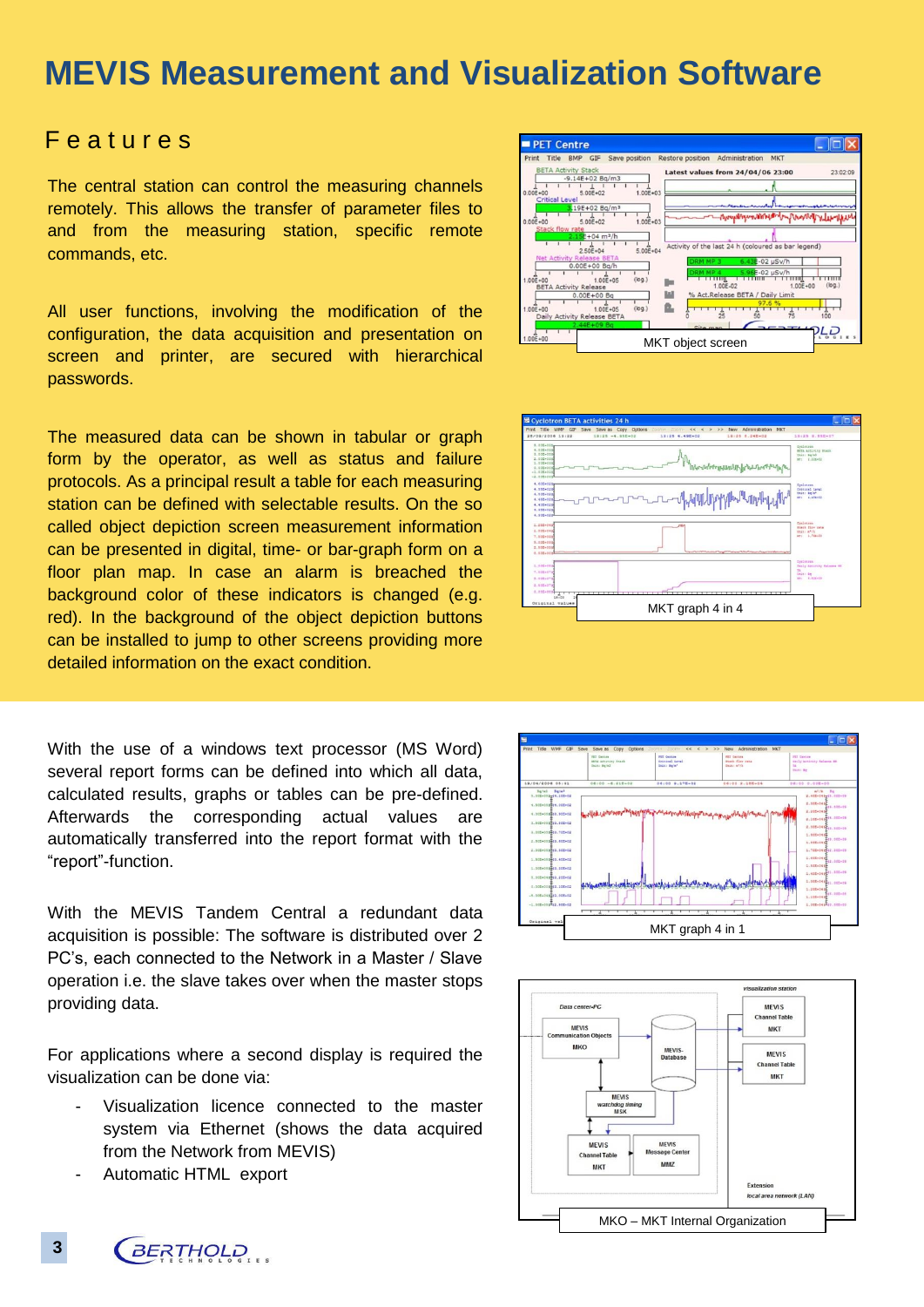# MEVIS Measurement and Visualization Software

## Features

The central station can control the measuring channels remotely. This allows the transfer of parameter files to and from the measuring station, specific remote commands, etc.

All user functions, involving the modification of the configuration, the data acquisition and presentation on screen and printer, are secured with hierarchical passwords.

The measured data can be shown in tabular or graph form by the operator, as well as status and failure protocols. As a principal result a table for each measuring station can be defined with selectable results. On the so called object depiction screen measurement information can be presented in digital, time- or bar-graph form on a floor plan map. In case an alarm is breached the background color of these indicators is changed (e.g. red). In the background of the object depiction buttons can be installed to jump to other screens providing more detailed information on the exact condition.

MKT object screen

MKT graph 4 in 4

With the use of a windows text processor (MS Word) several report forms can be defined into which all data, calculated results, graphs or tables can be pre-defined. Afterwards the corresponding actual values are automatically transferred into the report format with the "report"-function.

With the MEVIS Tandem Central a redundant data acquisition is possible: The software is distributed over 2 PC's, each connected to the Network in a Master / Slave operation i.e. the slave takes over when the master stops providing data.

For applications where a second display is required the visualization can be done via:

- Visualization licence connected to the master system via Ethernet (shows the data acquired from the Network from MEVIS)
- Automatic HTML export

MKT graph 4 in 1

MKO – MKT Internal Organization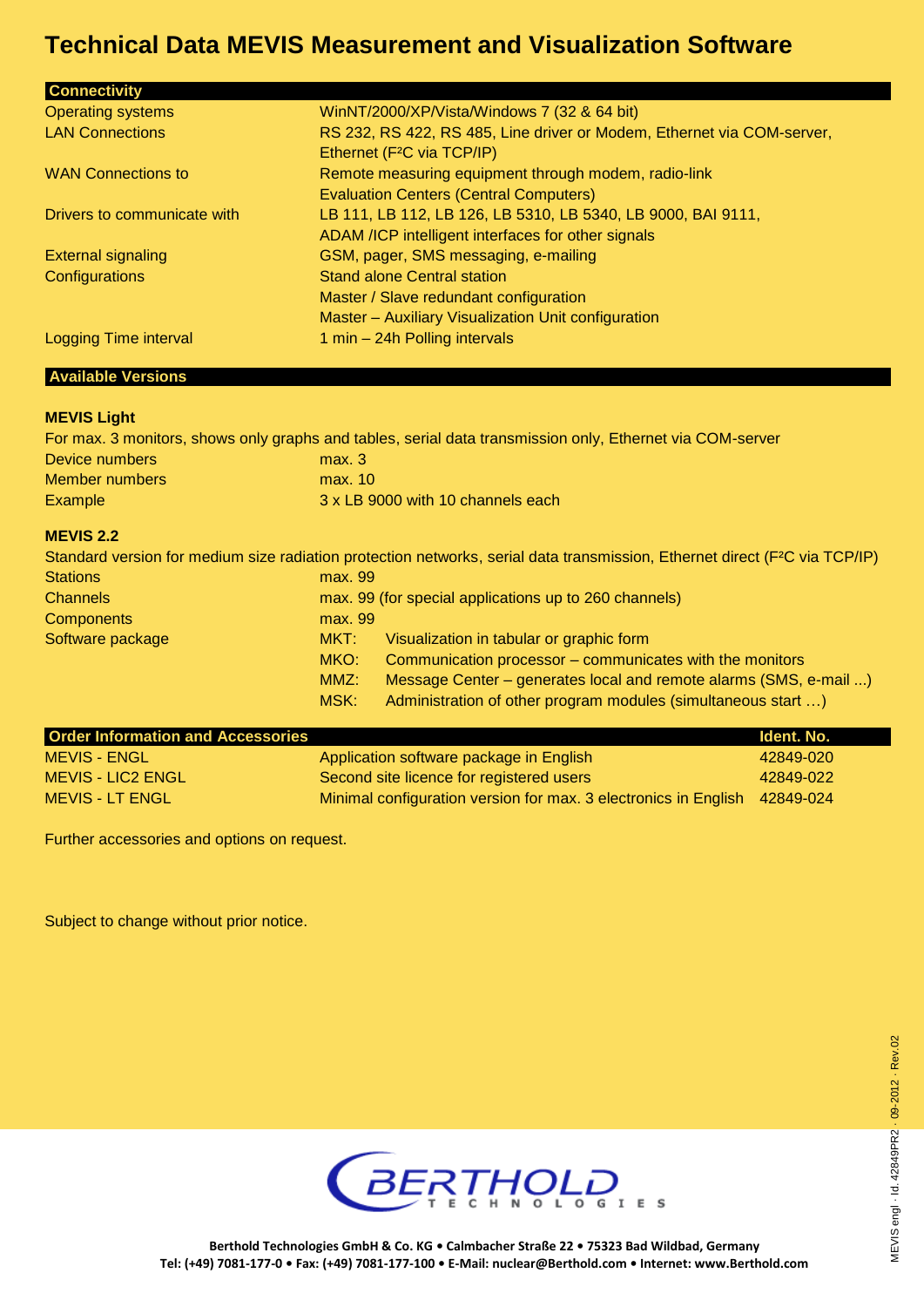# Technical Data MEVIS Measurement and Visualization Software

## Connectivity

| | |
|---|---|
| Operating systems | WinNT/2000/XP/Vista/Windows 7 (32 & 64 bit) |
| LAN Connections | RS 232, RS 422, RS 485, Line driver or Modem, Ethernet via COM-server, Ethernet (F²C via TCP/IP) |
| WAN Connections to | Remote measuring equipment through modem, radio-link<br>Evaluation Centers (Central Computers) |
| Drivers to communicate with | LB 111, LB 112, LB 126, LB 5310, LB 5340, LB 9000, BAI 9111, ADAM /ICP intelligent interfaces for other signals |
| External signaling | GSM, pager, SMS messaging, e-mailing |
| Configurations | Stand alone Central station<br>Master / Slave redundant configuration<br>Master – Auxiliary Visualization Unit configuration |
| Logging Time interval | 1 min – 24h Polling intervals |

## Available Versions

**MEVIS Light**

For max. 3 monitors, shows only graphs and tables, serial data transmission only, Ethernet via COM-server

| | |
|---|---|
| Device numbers | max. 3 |
| Member numbers | max. 10 |
| Example | 3 x LB 9000 with 10 channels each |

**MEVIS 2.2**

Standard version for medium size radiation protection networks, serial data transmission, Ethernet direct (F²C via TCP/IP)

| | | |
|---|---|---|
| Stations | max. 99 | |
| Channels | max. 99 (for special applications up to 260 channels) | |
| Components | max. 99 | |
| Software package | MKT: | Visualization in tabular or graphic form |
| | MKO: | Communication processor – communicates with the monitors |
| | MMZ: | Message Center – generates local and remote alarms (SMS, e-mail ...) |
| | MSK: | Administration of other program modules (simultaneous start …) |

## Order Information and Accessories

| Order Information and Accessories | | Ident. No. |
|---|---|---|
| MEVIS - ENGL | Application software package in English | 42849-020 |
| MEVIS - LIC2 ENGL | Second site licence for registered users | 42849-022 |
| MEVIS - LT ENGL | Minimal configuration version for max. 3 electronics in English | 42849-024 |

Further accessories and options on request.

Subject to change without prior notice.

MEVIS engl · Id. 42849PR2 · 09-2012 · Rev.02

BERTHOLD TECHNOLOGIES

**Berthold Technologies GmbH & Co. KG • Calmbacher Straße 22 • 75323 Bad Wildbad, Germany**
**Tel: (+49) 7081-177-0 • Fax: (+49) 7081-177-100 • E-Mail: nuclear@Berthold.com • Internet: www.Berthold.com**